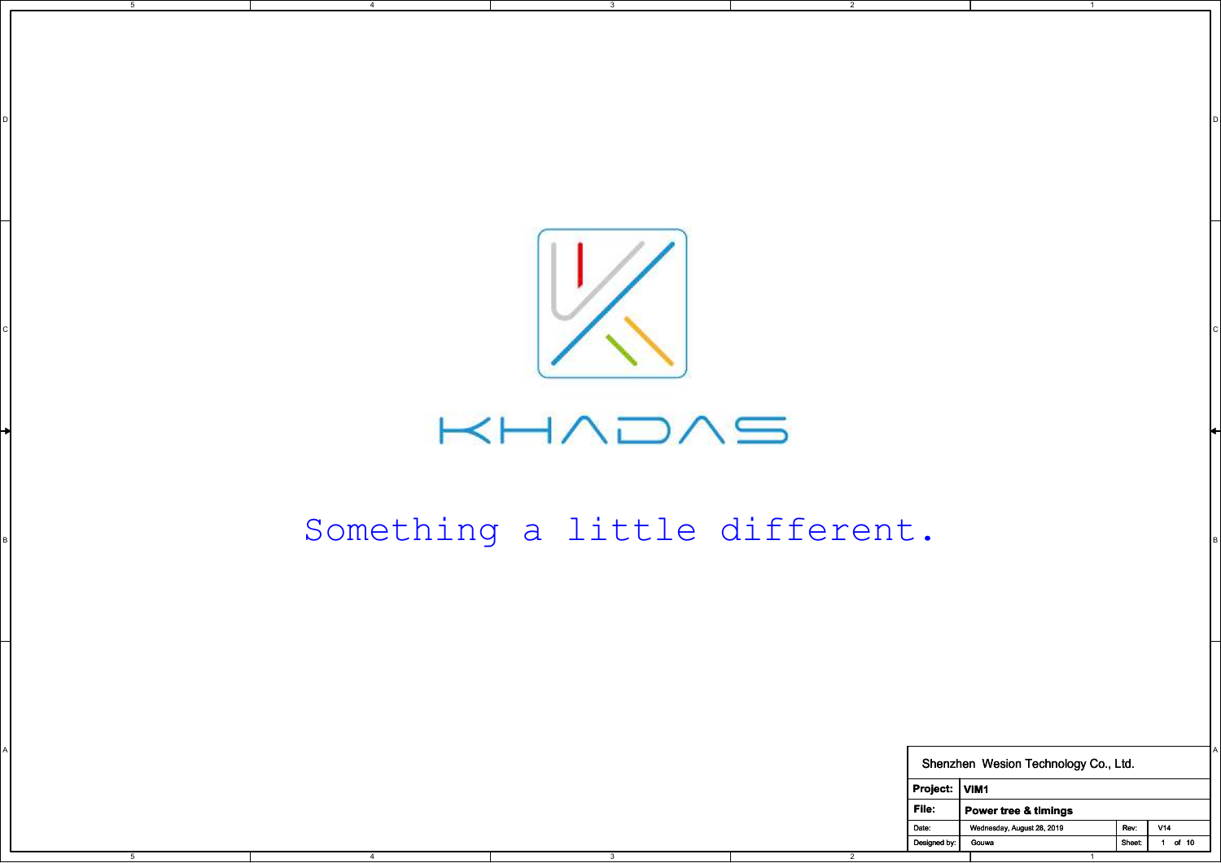KHADAS

Something a little different.

Shenzhen Wesion Technology Co., Ltd.

| | | | |
|---|---|---|---|
| Project: | VIM1 | | |
| File: | Power tree & timings | | |
| Date: | Wednesday, August 28, 2019 | Rev: | V14 |
| Designed by: | Gouwa | Sheet: | 1 of 10 |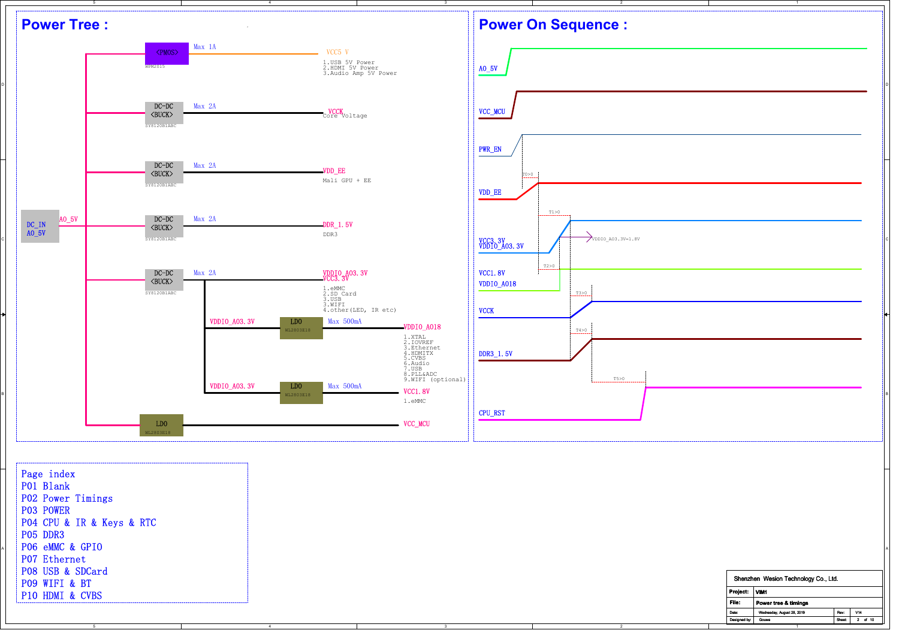## Power Tree :

DC_IN
AO_5V

AO_5V

| Converter | Part | Max | Output | Notes |
|---|---|---|---|---|
| <PMOS> | WPM2015 | Max 1A | VCC5 V | 1.USB 5V Power<br>2.HDMI 5V Power<br>3.Audio Amp 5V Power |
| DC-DC <BUCK> | SY8120B1ABC | Max 2A | VCCK | Core Voltage |
| DC-DC <BUCK> | SY8120B1ABC | Max 2A | VDD_EE | Mali GPU + EE |
| DC-DC <BUCK> | SY8120B1ABC | Max 2A | DDR_1.5V | DDR3 |
| DC-DC <BUCK> | SY8120B1ABC | Max 2A | VDDIO_AO3.3V<br>VCC3.3V | 1.eMMC<br>2.SD Card<br>3.USB<br>4.WIFI<br>4.other(LED, IR etc) |
| LDO (from VDDIO_AO3.3V) | WL2803E18 | Max 500mA | VDDIO_AO18 | 1.XTAL<br>2.IOVREF<br>3.Ethernet<br>4.HDMITX<br>5.CVBS<br>6.Audio<br>7.USB<br>8.PLL&ADC<br>9.WIFI (optional) |
| LDO (from VDDIO_AO3.3V) | WL2803E18 | Max 500mA | VCC1.8V | 1.eMMC |
| LDO | WL2803E18 | | VCC_MCU | |

## Power On Sequence :

AO_5V

VCC_MCU

PWR_EN

T0>0

VDD_EE

T1>0

VCC3.3V
VDDIO_AO3.3V

VDDIO_AO3.3V=1.8V

T2>0

VCC1.8V
VDDIO_AO18

T3>0

VCCK

T4>0

DDR3_1.5V

T5>0

CPU_RST

Page index
P01 Blank
P02 Power Timings
P03 POWER
P04 CPU & IR & Keys & RTC
P05 DDR3
P06 eMMC & GPIO
P07 Ethernet
P08 USB & SDCard
P09 WIFI & BT
P10 HDMI & CVBS

| Shenzhen Wesion Technology Co., Ltd. | | | |
|---|---|---|---|
| Project: | VIM1 | | |
| File: | Power tree & timings | | |
| Date: | Wednesday, August 28, 2019 | Rev: | V14 |
| Designed by: | Gouwa | Sheet: | 2 of 10 |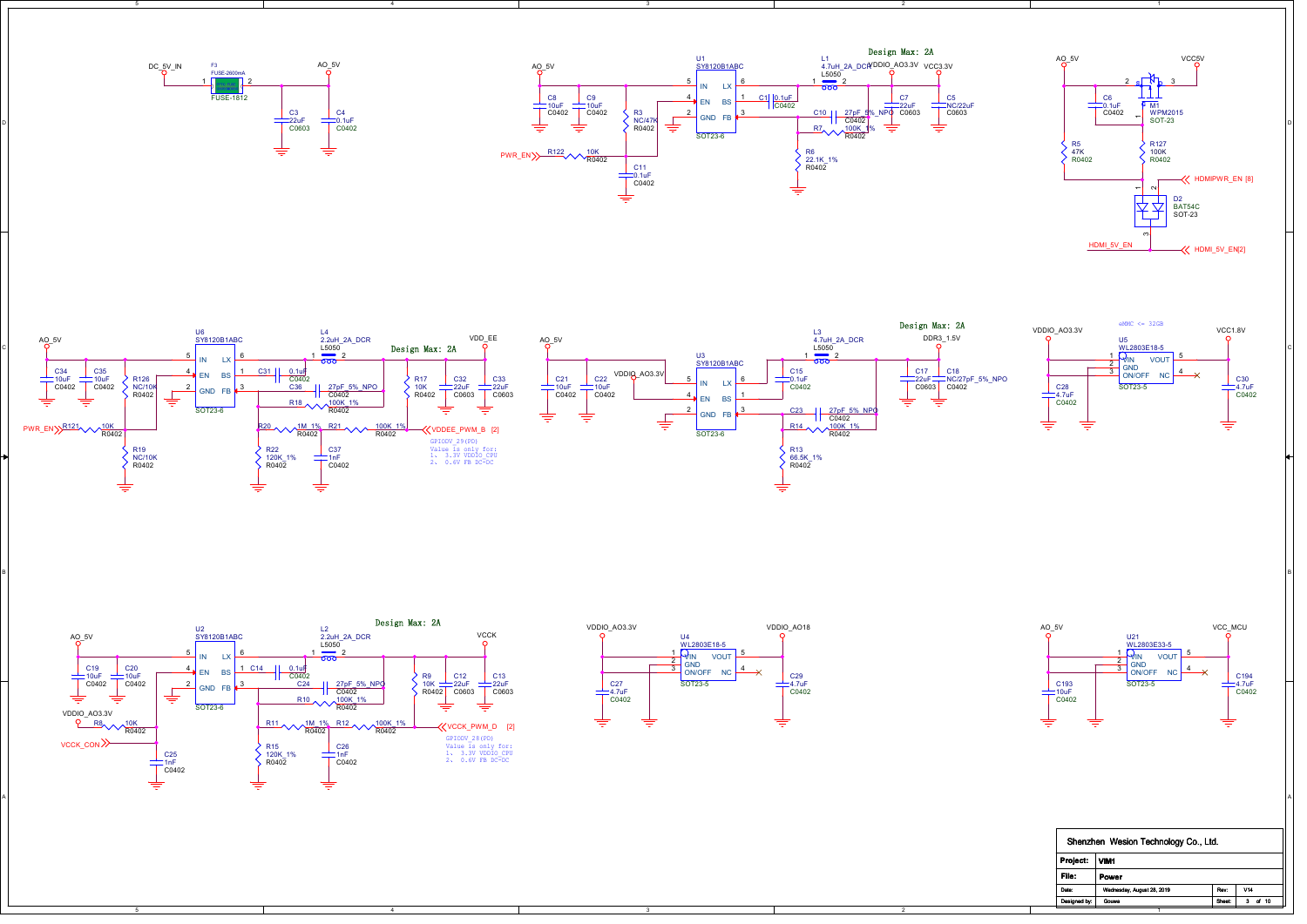## DC_5V_IN → AO_5V

- F3: FUSE-2600mA, FUSE-1812
- C3: 22uF, C0603
- C4: 0.1uF, C0402

## Design Max: 2A — VDDIO_AO3.3V

- U1: SY8120B1ABC, SOT23-6 (IN, EN, GND, LX, BS, FB)
- Input: AO_5V
- C8: 10uF, C0402
- C9: 10uF, C0402
- R3: NC/47K, R0402
- R122: 10K, R0402 (PWR_EN)
- C11: 0.1uF, C0402
- C1: 0.1uF, C0402
- L1: 4.7uH_2A_DCR, L5050
- C10: 27pF_5%_NPO, C0402
- R7: 100K_1%, R0402
- R6: 22.1K_1%, R0402
- C7: 22uF, C0603
- C5: NC/22uF, C0603
- Output: VDDIO_AO3.3V, VCC3.3V

## AO_5V → VCC5V

- M1: WPM2015, SOT-23
- C6: 0.1uF, C0402
- R5: 47K, R0402
- R127: 100K, R0402
- D2: BAT54C, SOT-23
- HDMIPWR_EN [8]
- HDMI_5V_EN
- HDMI_5V_EN[2]

## Design Max: 2A — VDD_EE

- U6: SY8120B1ABC, SOT23-6
- Input: AO_5V
- C34: 10uF, C0402
- C35: 10uF, C0402
- R126: NC/10K, R0402
- R121: 10K, R0402 (PWR_EN)
- R19: NC/10K, R0402
- C31: 0.1uF, C0402
- L4: 2.2uH_2A_DCR, L5050
- C36: 27pF_5%_NPO, C0402
- R18: 100K_1%, R0402
- R17: 10K, R0402
- C32: 22uF, C0603
- C33: 22uF, C0603
- R20: 1M_1%, R0402
- R21: 100K_1%, R0402
- R22: 120K_1%, R0402
- C37: 1nF, C0402
- VDDEE_PWM_B [2]

GPIODV_29(PD)
Value is only for:
1、3.3V VDDIO_CPU
2、0.6V FB DC-DC

## Design Max: 2A — DDR3_1.5V

- U3: SY8120B1ABC, SOT23-6
- Input: AO_5V; EN: VDDIO_AO3.3V
- C21: 10uF, C0402
- C22: 10uF, C0402
- C15: 0.1uF, C0402
- L3: 4.7uH_2A_DCR, L5050
- C23: 27pF_5%_NPO, C0402
- R14: 100K_1%, R0402
- R13: 66.5K_1%, R0402
- C17: 22uF, C0603
- C18: NC/27pF_5%_NPO, C0402

## VDDIO_AO3.3V → VCC1.8V

eMMC <= 32GB

- U5: WL2803E18-5, SOT23-5 (VIN, GND, ON/OFF, VOUT, NC)
- C28: 4.7uF, C0402
- C30: 4.7uF, C0402

## Design Max: 2A — VCCK

- U2: SY8120B1ABC, SOT23-6
- Input: AO_5V
- C19: 10uF, C0402
- C20: 10uF, C0402
- R8: 10K, R0402 (VDDIO_AO3.3V)
- VCCK_CON
- C25: 1nF, C0402
- C14: 0.1uF, C0402
- L2: 2.2uH_2A_DCR, L5050
- C24: 27pF_5%_NPO, C0402
- R10: 100K_1%, R0402
- R9: 10K, R0402
- C12: 22uF, C0603
- C13: 22uF, C0603
- R11: 1M_1%, R0402
- R12: 100K_1%, R0402
- R15: 120K_1%, R0402
- C26: 1nF, C0402
- VCCK_PWM_D [2]

GPIODV_28(PD)
Value is only for:
1、3.3V VDDIO_CPU
2、0.6V FB DC-DC

## VDDIO_AO3.3V → VDDIO_AO18

- U4: WL2803E18-5, SOT23-5
- C27: 4.7uF, C0402
- C29: 4.7uF, C0402

## AO_5V → VCC_MCU

- U21: WL2803E33-5, SOT23-5
- C193: 10uF, C0402
- C194: 4.7uF, C0402

| Shenzhen Wesion Technology Co., Ltd. | | | |
|---|---|---|---|
| Project: | VIM1 | | |
| File: | Power | | |
| Date: | Wednesday, August 28, 2019 | Rev: | V14 |
| Designed by: | Gouwa | Sheet: | 3 of 10 |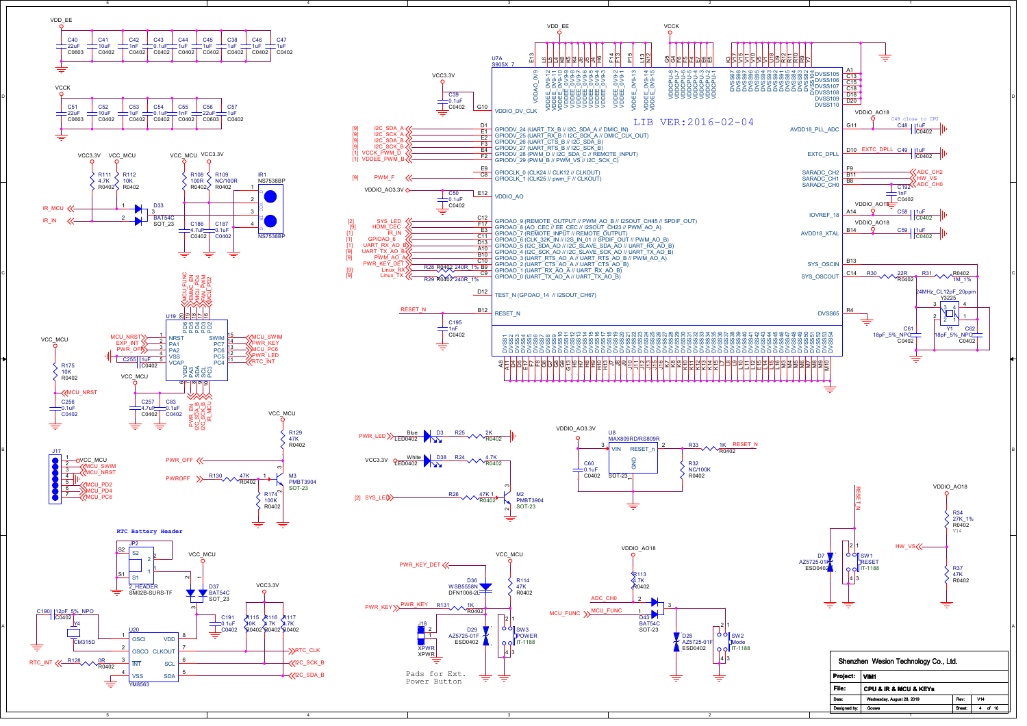## VDD_EE decoupling

| Ref | C40 | C41 | C42 | C43 | C44 | C45 | C38 | C46 | C47 |
|---|---|---|---|---|---|---|---|---|---|
| Value | 22uF | 10uF | 1nF | 0.1uF | 1uF | 1uF | 1uF | 1uF | 1uF |
| Package | C0603 | C0402 | C0402 | C0402 | C0402 | C0402 | C0402 | C0402 | C0402 |

## VCCK decoupling

| Ref | C51 | C52 | C53 | C54 | C55 | C56 | C57 |
|---|---|---|---|---|---|---|---|
| Value | 22uF | 10uF | 1uF | 0.1uF | 1nF | 22uF | 1uF |
| Package | C0603 | C0402 | C0402 | C0402 | C0402 | C0603 | C0402 |

## IR receiver

VCC3.3V, VCC_MCU, R111 4.7K R0402, R112 10K R0402, R108 100R R0402, R109 NC/100R R0402

IR_MCU, IR_IN, D33 BAT54C SOT_23

IR1 NS7538BP (pins 1–4: VDD, OUT, GND, GND), C186 4.7uF C0402, C187 0.1uF C0402

## U7A S905X_7

LIB VER:2016-02-04

Power pins: VDDAO_0V9 (E13), VDDEE_0V9-12 … VDDEE_0V9-1, VDDEE_0V9-14, VDDEE_0V9-15, VDDCPU-8 … VDDCPU-1, DVSS87 … DVSS104, DVSS105 (A1), DVSS106 (C13), DVSS107 (C15), DVSS108 (C18), DVSS109 (D18), DVSS110 (D20)

VCC3.3V — C39 0.1uF C0402 — VDDIO_DV_CLK (G10)

- [9] I2C_SDA_A — D1 — GPIODV_24 (UART_TX_B // I2C_SDA_A // DMIC_IN)
- [9] I2C_SCK_A — E1 — GPIODV_25 (UART_RX_B // I2C_SCK_A // DMIC_CLK_OUT)
- [9] I2C_SDA_B — E2 — GPIODV_26 (UART_CTS_B // I2C_SDA_B)
- [9] I2C_SCK_B — F3 — GPIODV_27 (UART_RTS_B // I2C_SCK_B)
- [1] VCCK_PWM_D — E4 — GPIODV_28 (PWM_D // I2C_SDA_C // REMOTE_INPUT)
- [1] VDDEE_PWM_B — F2 — GPIODV_29 (PWM_B // PWM_VS // I2C_SCK_C)
- E9 — GPIOCLK_0 (CLK24 // CLK12 // CLKOUT)
- [9] PWM_F — C8 — GPIOCLK_1 (CLK25 // pwm_F // CLKOUT)
- VDDIO_AO3.3V — E12 — VDDIO_AO, C50 0.1uF C0402
- [2] SYS_LED — C12 — GPIOAO_9 (REMOTE_OUTPUT // PWM_AO_B // I2SOUT_CH45 // SPDIF_OUT)
- [9] HDMI_CEC — F17 — GPIOAO_8 (AO_CEC // EE_CEC // I2SOUT_CH23 // PWM_AO_A)
- [1] IR_IN — E3 — GPIOAO_7 (REMOTE_INPUT // REMOTE_OUTPUT)
- [1] GPIOAO_6 — C11 — GPIOAO_6 (CLK_32K_IN // I2S_IN_01 // SPDIF_OUT // PWM_AO_B)
- [1] UART_RX_AO_B — D13 — GPIOAO_5 (I2C_SDA_AO // I2C_SLAVE_SDA_AO // UART_RX_AO_B)
- [9] UART_TX_AO_B — A10 — GPIOAO_4 (I2C_SCK_AO // I2C_SLAVE_SCK_AO // UART_TX_AO_B)
- [9] PWM_AO_A — B10 — GPIOAO_3 (UART_RTS_AO_A // UART_CTS_AO_B // PWM_AO_A)
- PWR_KEY_DET — C10 — GPIOAO_2 (UART_CTS_AO_A // UART_RTS_AO_B)
- [9] Linux_RX — R28 R0402 240R_1% — B9 — GPIOAO_1 (UART_RX_AO_A)
- [9] Linux_TX — R29 R0402 240R_1% — C9 — GPIOAO_0 (UART_TX_AO_A)
- D12 — TEST_N (GPIOAO_14 // I2SOUT_CH67)
- RESET_N — B12 — RESET_N, C195 1nF C0402

Right side:
- VDDIO_AO18 — G11 — AVDD18_PLL_ADC, C48 1uF C0402 (C48 close to CPU)
- D10 — EXTC_DPLL — EXTC_DPLL, C49 1uF C0402
- F9 SARADC_CH2 — ADC_CH2; B11 SARADC_CH1 — HW_VS; B8 SARADC_CH0 — ADC_CH0, C192 1nF C0402
- VDDIO_AO18 — A14 — IOVREF_18, C58 1uF C0402
- VDDIO_AO18 — B14 — AVDD18_XTAL, C59 1uF C0402
- B13 — SYS_OSCIN
- C14 — SYS_OSCOUT — R30 22R R0402, R31 R0402 1M_1%
- 24MHz_CL12pF_20ppm Y3225 Y1, C61 18pF_5%_NPO C0402, C62 18pF_5%_NPO C0402
- R4 — DVSS65
- DVSS1 … DVSS54

## U19 MCU

Pins: NRST(1), PA1(2), PA2(3), VSS(4), VCAP(5), VDD(6), PA3(7), SDA(8), SCL(9), PC3(10), PC4(11), PC5(12), PC6(13), PC7(14), SWIM(15), PD2(16), PD3(17), PD4(18), PD5(19), PD6(20)

MCU_NRST, EXP_INT, PWR_OFF, C255 1uF C0402; MCU_SWIM, PWR_KEY, MCU_PC6, PWR_LED, RTC_INT; MCU_FUNC, HW_VS, MCU_PD4, FAN_PWM, MCU_PD2; PWR_EN, I2C_SDA_B, I2C_SCK_B, IR_MCU

VCC_MCU, R175 10K R0402, MCU_NRST, C256 0.1uF C0402, C257 4.7uF C0402, C83 0.1uF C0402

## J17

1 VCC_MCU, 2 MCU_SWIM, 3 MCU_NRST, 4 GND, 5 MCU_PD2, 6 MCU_PD4, 7 MCU_PC6

## Power off

VCC_MCU, R129 47K R0402, PWR_OFF, PWROFF — R130 47K R0402 — M3 PMBT3904 SOT-23, R174 100K R0402

## LEDs

- PWR_LED — D3 Blue LED0402 — R25 2K R0402
- VCC3.3V — D38 White LED0402 — R24 4.7K R0402
- [2] SYS_LED — R26 47K R0402 — M2 PMBT3904 SOT-23

## Reset

VDDIO_AO3.3V, U8 MAX809RD/RS809R SOT-23 (VIN, RESET_n, GND), C60 0.1uF C0402, R33 1K R0402 — RESET_N, R32 NC/100K R0402

## RESET button

VDDIO_AO18, R34 27K_1% R0402, HW_VS, R37 47K R0402, RESET_N, D7 AZ5725-01F ESD0402, SW1 RESET IT-1188

## RTC Battery Header

JP2 2_HEADER SM02B-SURS-TF, VCC_MCU, D37 BAT54C SOT_23

C190 12pF_5%_NPO C0402, Y4 CM315D, U20 YM8563 (OSCI, OSCO, INT, VSS, VDD, CLKOUT, SCL, SDA), VCC3.3V, C191 0.1uF C0402, R115 10K R0402, R116 4.7K R0402, R117 4.7K R0402, RTC_CLK, I2C_SCK_B, I2C_SDA_B, RTC_INT — R128 0R R0402

## Power key

VCC_MCU, PWR_KEY_DET, D36 WSB5558N DFN1006-2L, R114 47K R0402, PWR_KEY — R131 1K R0402, J18 XPWR XPWR, D29 AZ5725-01F ESD0402, SW3 POWER IT-1188

Pads for Ext. Power Button

## Mode key

VDDIO_AO18, R113 4.7K R0402, ADC_CH0, MCU_FUNC, D43 BAT54C SOT-23, D28 AZ5725-01F ESD0402, SW2 Mode IT-1188

---

| | | | |
|---|---|---|---|
| Shenzhen Wesion Technology Co., Ltd. | | | |
| Project: | VIM1 | | |
| File: | CPU & IR & MCU & KEYs | Rev: | V14 |
| Date: | Wednesday, August 28, 2019 | Sheet: | 4 of 10 |
| Designed by: | Gouwa | | |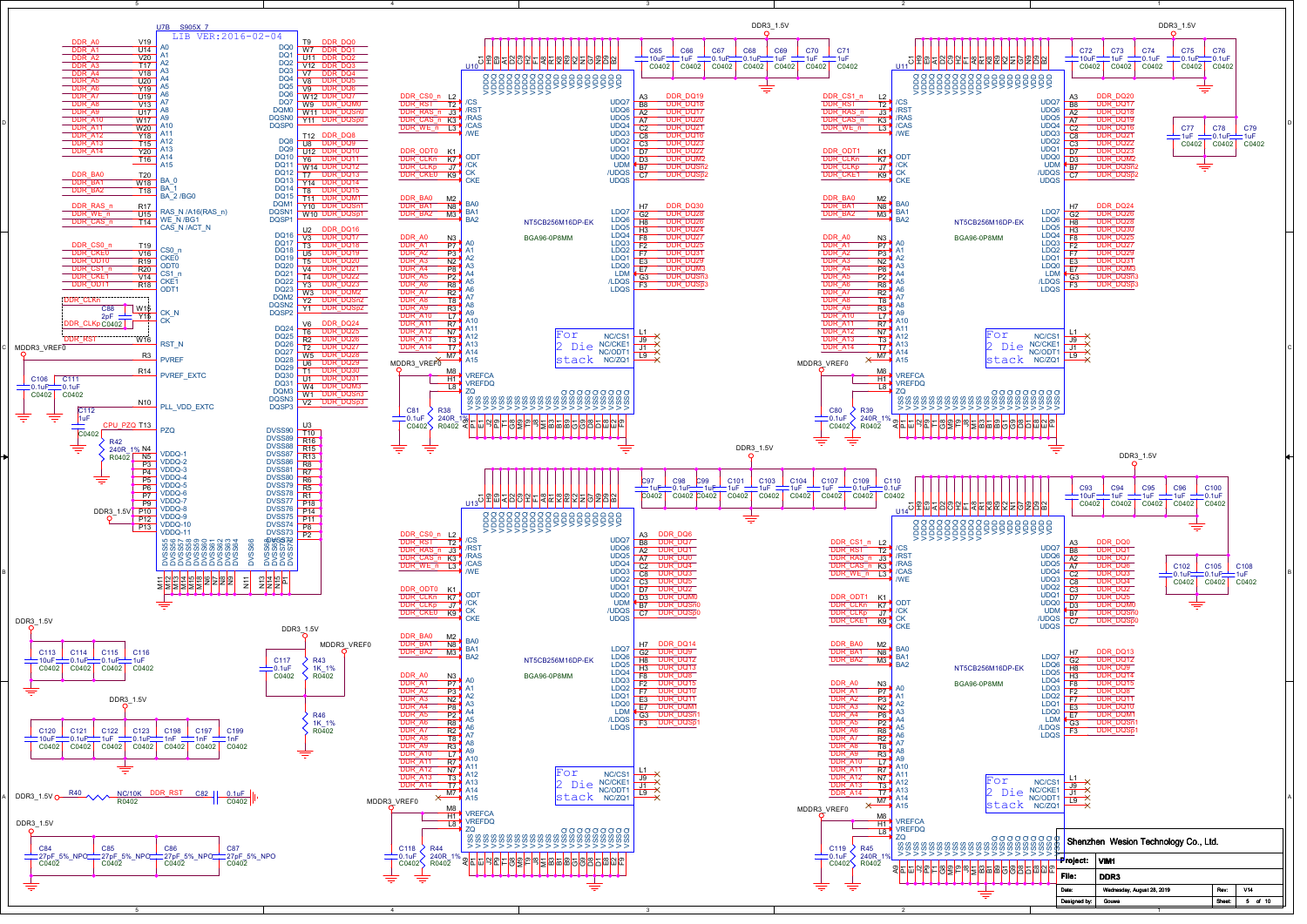# DDR3

## U7B S905X_7 (LIB VER:2016-02-04)

| Net | Pin | Function |
|---|---|---|
| DDR_A0 | V19 | A0 |
| DDR_A1 | U14 | A1 |
| DDR_A2 | V20 | A2 |
| DDR_A3 | T17 | A3 |
| DDR_A4 | V18 | A4 |
| DDR_A5 | U20 | A5 |
| DDR_A6 | Y19 | A6 |
| DDR_A7 | U19 | A7 |
| DDR_A8 | V13 | A8 |
| DDR_A9 | U17 | A9 |
| DDR_A10 | W17 | A10 |
| DDR_A11 | W20 | A11 |
| DDR_A12 | Y18 | A12 |
| DDR_A13 | T15 | A13 |
| DDR_A14 | Y20 | A14 |
| | T16 | A15 |
| DDR_BA0 | T20 | BA_0 |
| DDR_BA1 | W18 | BA_1 |
| DDR_BA2 | T18 | BA_2 /BG0 |
| DDR_RAS_n | R17 | RAS_N /A16(RAS_n) |
| DDR_WE_n | U15 | WE_N /BG1 |
| DDR_CAS_n | T14 | CAS_N /ACT_N |
| DDR_CS0_n | T19 | CS0_n |
| DDR_CKE0 | V16 | CKE0 |
| DDR_ODT0 | R19 | ODT0 |
| DDR_CS1_n | R20 | CS1_n |
| DDR_CKE1 | V14 | CKE1 |
| DDR_ODT1 | R18 | ODT1 |
| DDR_CLKn | W15 | CK_N |
| DDR_CLKp | Y15 | CK |
| DDR_RST | W16 | RST_N |
| MDDR3_VREF0 | R3 | PVREF |
| | R14 | PVREF_EXTC |
| | N10 | PLL_VDD_EXTC |
| CPU_PZQ | T13 | PZQ |

| Function | Pin | Net |
|---|---|---|
| DQ0 | T9 | DDR_DQ0 |
| DQ1 | W7 | DDR_DQ1 |
| DQ2 | U11 | DDR_DQ2 |
| DQ3 | V12 | DDR_DQ3 |
| DQ4 | U9 | DDR_DQ4 |
| DQ5 | V8 | DDR_DQ5 |
| DQ6 | V9 | DDR_DQ6 |
| DQ7 | W12 | DDR_DQ7 |
| DQM0 | W9 | DDR_DQM0 |
| DQSN0 | W11 | DDR_DQSn0 |
| DQSP0 | V11 | DDR_DQSp0 |
| DQ8 | T12 | DDR_DQ8 |
| DQ9 | U8 | DDR_DQ9 |
| DQ10 | Y7 | DDR_DQ10 |
| DQ11 | Y8 | DDR_DQ11 |
| DQ12 | Y14 | DDR_DQ12 |
| DQ13 | T7 | DDR_DQ13 |
| DQ14 | V7 | DDR_DQ14 |
| DQ15 | T8 | DDR_DQ15 |
| DQM1 | T11 | DDR_DQM1 |
| DQSN1 | Y10 | DDR_DQSn1 |
| DQSP1 | W10 | DDR_DQSp1 |
| DQ16 | V2 | DDR_DQ16 |
| DQ17 | U2 | DDR_DQ17 |
| DQ18 | T3 | DDR_DQ18 |
| DQ19 | U5 | DDR_DQ19 |
| DQ20 | T5 | DDR_DQ20 |
| DQ21 | V4 | DDR_DQ21 |
| DQ22 | U4 | DDR_DQ22 |
| DQ23 | Y3 | DDR_DQ23 |
| DQM2 | W3 | DDR_DQM2 |
| DQSN2 | Y2 | DDR_DQSn2 |
| DQSP2 | Y1 | DDR_DQSp2 |
| DQ24 | V6 | DDR_DQ24 |
| DQ25 | T6 | DDR_DQ25 |
| DQ26 | R2 | DDR_DQ26 |
| DQ27 | T2 | DDR_DQ27 |
| DQ28 | W5 | DDR_DQ28 |
| DQ29 | U6 | DDR_DQ29 |
| DQ30 | T1 | DDR_DQ30 |
| DQ31 | U1 | DDR_DQ31 |
| DQM3 | W4 | DDR_DQM3 |
| DQSN3 | W1 | DDR_DQSn3 |
| DQSP3 | V2 | DDR_DQSp3 |

VDDQ-1 … VDDQ-11: N4, N5, P3, P4, P5, P6, P7, P9, P10, P12, P13 (DDR3_1.5V)

DVSS90 … DVSS72: U3, T10, R16, R15, R13, R8, R6, R5, R7, P18, P14, P11, P8, P2

DVSS55 … DVSS66: M11, M12, M13, M14, M18, M16, N7, N8, N9, N11, N13, N15, N16, P1

C88 2pF C0402 between DDR_CLKn / DDR_CLKp. C106 0.1uF C0402, C111 0.1uF C0402 on MDDR3_VREF0. C112 1uF C0402. R42 240R_1% R0402 on CPU_PZQ.

## DDR3 chips U10, U11, U12, U14 — NT5CB256M16DP-EK, BGA96-0P8MM

Common pins: /CS (L2), /RST (T2), /RAS (J3), /CAS (K3), /WE (L3), ODT (K1), /CK (K7), CK (J7), CKE (K9), BA0 (M2), BA1 (N8), BA2 (M3), A0–A15 (N3, P7, P3, N2, P8, P2, R8, R2, T8, R3, L7, R7, N7, T3, T7, M7), VREFCA (M8), VREFDQ (H1), ZQ (L8), NC/CS1 (L1), NC/CKE1 (J9), NC/ODT1 (J1), NC/ZQ1 (L9). For 2 Die stack.

Data pins: UDQ7 (A3), UDQ6 (B8), UDQ5 (A2), UDQ4 (A7), UDQ3 (C2), UDQ2 (C8), UDQ1 (C3), UDQ0 (D7), UDM (D3), /UDQS (B7), UDQS (C7), LDQ7 (H7), LDQ6 (G2), LDQ5 (H8), LDQ4 (H3), LDQ3 (F8), LDQ2 (F2), LDQ1 (F7), LDQ0 (E3), LDM (E7), /LDQS (G3), LDQS (F3)

| Pin | U10 | U11 | U12 | U14 |
|---|---|---|---|---|
| /CS | DDR_CS0_n | DDR_CS1_n | DDR_CS0_n | DDR_CS1_n |
| ODT | DDR_ODT0 | DDR_ODT1 | DDR_ODT0 | DDR_ODT1 |
| CKE | DDR_CKE0 | DDR_CKE1 | DDR_CKE0 | DDR_CKE1 |
| UDQ7 | DDR_DQ19 | DDR_DQ20 | DDR_DQ6 | DDR_DQ0 |
| UDQ6 | DDR_DQ18 | DDR_DQ17 | DDR_DQ7 | DDR_DQ1 |
| UDQ5 | DDR_DQ17 | DDR_DQ18 | DDR_DQ0 | DDR_DQ6 |
| UDQ4 | DDR_DQ20 | DDR_DQ19 | DDR_DQ4 | DDR_DQ3 |
| UDQ3 | DDR_DQ21 | DDR_DQ16 | DDR_DQ1 | DDR_DQ2 |
| UDQ2 | DDR_DQ16 | DDR_DQ21 | DDR_DQ3 | DDR_DQ4 |
| UDQ1 | DDR_DQ23 | DDR_DQ22 | DDR_DQ5 | DDR_DQ7 |
| UDQ0 | DDR_DQ22 | DDR_DQ23 | DDR_DQ2 | DDR_DQ5 |
| UDM | DDR_DQM2 | DDR_DQM2 | DDR_DQM0 | DDR_DQM0 |
| /UDQS | DDR_DQSn2 | DDR_DQSn2 | DDR_DQSn0 | DDR_DQSn0 |
| UDQS | DDR_DQSp2 | DDR_DQSp2 | DDR_DQSp0 | DDR_DQSp0 |
| LDQ7 | DDR_DQ30 | DDR_DQ24 | DDR_DQ14 | DDR_DQ13 |
| LDQ6 | DDR_DQ28 | DDR_DQ26 | DDR_DQ9 | DDR_DQ12 |
| LDQ5 | DDR_DQ26 | DDR_DQ28 | DDR_DQ12 | DDR_DQ9 |
| LDQ4 | DDR_DQ24 | DDR_DQ30 | DDR_DQ13 | DDR_DQ14 |
| LDQ3 | DDR_DQ27 | DDR_DQ25 | DDR_DQ8 | DDR_DQ15 |
| LDQ2 | DDR_DQ25 | DDR_DQ27 | DDR_DQ15 | DDR_DQ8 |
| LDQ1 | DDR_DQ31 | DDR_DQ29 | DDR_DQ10 | DDR_DQ11 |
| LDQ0 | DDR_DQ29 | DDR_DQ31 | DDR_DQ11 | DDR_DQ10 |
| LDM | DDR_DQM3 | DDR_DQM3 | DDR_DQM1 | DDR_DQM1 |
| /LDQS | DDR_DQSn3 | DDR_DQSn3 | DDR_DQSn1 | DDR_DQSn1 |
| LDQS | DDR_DQSp3 | DDR_DQSp3 | DDR_DQSp1 | DDR_DQSp1 |
| ZQ resistor | R38 240R_1% R0402 | R39 240R_1% R0402 | R44 240R_1% R0402 | R45 240R_1% R0402 |
| VREF cap | C81 0.1uF C0402 | C80 0.1uF C0402 | C118 0.1uF C0402 | C119 0.1uF C0402 |

VDDQ pins: A1, A8, C1, C9, D2, E9, F1, H2, H9; VDD pins: B2, D9, G7, K2, K8, N1, N9, R1, R9.
VSS/VSSQ pins: A9, B3, E1, G8, J2, J8, M1, M9, P1, P9, T1, T9, B1, B9, D1, D8, E2, E8, F9, G1, G9.

Decoupling (DDR3_1.5V):
- U10: C65 10uF, C66 1uF, C67 0.1uF, C68 0.1uF, C69 1uF, C70 1uF, C71 1uF (C0402)
- U11: C72 10uF, C73 1uF, C74 0.1uF, C75 0.1uF, C76 0.1uF, C77 1uF, C78 0.1uF, C79 1uF (C0402)
- U12: C97 1uF, C98 0.1uF, C99 1uF, C101 1uF, C103 1uF, C104 1uF, C107 1uF, C109 0.1uF, C110 0.1uF (C0402)
- U14: C93 10uF, C94 1uF, C95 1uF, C96 1uF, C100 0.1uF, C102 0.1uF, C105 0.1uF, C108 1uF (C0402)
- DDR3_1.5V: C113 10uF, C114 0.1uF, C115 0.1uF, C116 1uF (C0402)
- DDR3_1.5V: C120 10uF, C121 0.1uF, C122 1uF, C123 0.1uF, C198 1nF, C197 1nF, C199 1nF (C0402)

VREF divider: DDR3_1.5V — R43 1K_1% R0402 — MDDR3_VREF0 — R46 1K_1% R0402 — GND; C117 0.1uF C0402.

Reset: DDR3_1.5V — R40 NC/10K R0402 — DDR_RST; C82 0.1uF C0402.

C84 27pF_5%_NPO C0402, C85 27pF_5%_NPO C0402, C86 27pF_5%_NPO C0402, C87 27pF_5%_NPO C0402 (DDR3_1.5V).

| | |
|---|---|
| Shenzhen Wesion Technology Co., Ltd. | |
| Project: | VIM1 |
| File: | DDR3 |
| Date: | Wednesday, August 28, 2019 |
| Rev: | V14 |
| Designed by: | Gouwa |
| Sheet: | 5 of 10 |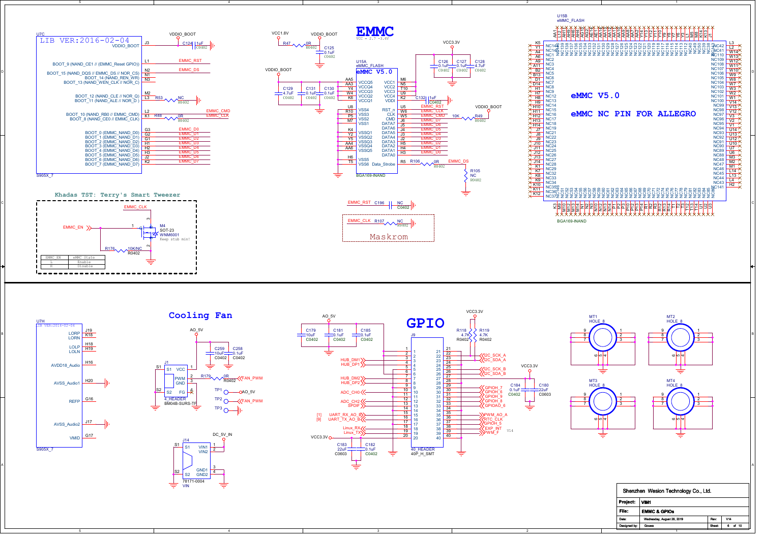# EMMC

VCC = 2.7 -3.6V

## eMMC V5.0

eMMC NC PIN FOR ALLEGRO

U7C — LIB VER:2016-02-04 — S905X_7

- VDDIO_BOOT (J3)
- BOOT_9 (NAND_CE1 // (EMMC_Reset GPIO)) — L1 — EMMC_RST
- BOOT_15 (NAND_DQS // EMMC_DS // NOR_CS) — N2 — EMMC_DS
- BOOT_14 (NAND_REN_WR) — N1
- BOOT_13 (NAND_WEN_CLK // NOR_C) — N3
- BOOT_12 (NAND_CLE // NOR_Q) — M2
- BOOT_11 (NAND_ALE // NOR_D) — L3 — R53 NC R0402
- BOOT_10 (NAND_RB0 // EMMC_CMD) — L2 — EMMC_CMD
- BOOT_8 (NAND_CE0 // EMMC_CLK) — K1 — R48 0R R0402 — EMMC_CLK
- BOOT_0 (EMMC_NAND_D0) — G3 — EMMC_D0
- BOOT_1 (EMMC_NAND_D1) — G2 — EMMC_D1
- BOOT_2 (EMMC_NAND_D2) — G1 — EMMC_D2
- BOOT_3 (EMMC_NAND_D3) — H1 — EMMC_D3
- BOOT_4 (EMMC_NAND_D4) — H2 — EMMC_D4
- BOOT_5 (EMMC_NAND_D5) — H3 — EMMC_D5
- BOOT_6 (EMMC_NAND_D6) — J2 — EMMC_D6
- BOOT_7 (EMMC_NAND_D7) — K2 — EMMC_D7

C124 1uF C0402; VCC1.8V — R47 0R R0402 — VDDIO_BOOT; C125 0.1uF C0402

U15A eMMC_FLASH — eMMC V5.0 — BGA169-INAND

- VCCQ5 AA5, VCCQ4 AA3, VCCQ3 Y4, VCCQ2 W4, VCCQ1 K6
- VCC1 M6, VCC2 N5, VCC3 T10, VCC4 U9, VDDI K2 (C132 1uF C0402)
- VSS4 U8, VSS3 R10, VSS2 P5, VSS1 M7
- VSSQ1 K4, VSSQ2 Y2, VSSQ3 Y5, VSSQ4 AA4, VSSQ5 AA6
- VSS5 H6, VSS6 T5
- RST_n U5 — EMMC_RST; CLK W6 — EMMC_CLK; CMD W5 — EMMC_CMD (10K R49 R0402 to VDDIO_BOOT)
- DATA7 J6 — EMMC_D7; DATA6 J5 — EMMC_D6; DATA5 J4 — EMMC_D5; DATA4 J3 — EMMC_D4; DATA3 J2 — EMMC_D3; DATA2 H5 — EMMC_D2; DATA1 H4 — EMMC_D1; DATA0 H3 — EMMC_D0
- Data_Strobe R5 — R106 0R R0402 — EMMC_DS; R105 NC R0402

VDDIO_BOOT: C129 4.7uF C0402, C131 0.1uF C0402, C130 0.1uF C0402
VCC3.3V: C126 0.1uF C0402, C127 0.1uF C0402, C128 4.7uF C0402

EMMC_RST — C196 NC C0402

EMMC_CLK — R107 NC R0402 — Maskrom

### Khadas TST: Terry's Smart Tweezer

EMMC_EN — M4 SOT-23 WNM6001 (Keep stub min!) — EMMC_CLK; R176 10K/NC R0402

| EMMC_EN | eMMC State |
|---|---|
| L | Enable |
| H | Disable |

U15B eMMC_FLASH — BGA169-INAND (NC pins: NC1–NC148)

# Cooling Fan

AO_5V — J1 4_HEADER BM04B-SURS-TF: 1 VCC, 2 PWM, 3 GND, 4 FG; R179 0R R0402 — FAN_PWM
C259 10uF C0402, C258 0.1uF C0402
TP1 AO_5V, TP2 FAN_PWM, TP3

DC_5V_IN — J14 78171-0004 VIN: VIN1, VIN2, GND1, GND2

U7H — LIB VER:2016-02-04 — S905X_7

- LORP J19, LORN K18
- LOLP H18, LOLN H19
- AVDD18_Audio H16
- AVSS_Audio1 H20
- REFP G16
- AVSS_Audio2 J17
- VMID G17

# GPIO

J9 — 40_HEADER 40P_H_SMT

| Pin | Signal | Pin | Signal |
|---|---|---|---|
| 1 | | 21 | |
| 2 | | 22 | |
| 3 | HUB_DM1 | 23 | I2C_SCK_A |
| 4 | HUB_DP1 | 24 | I2C_SDA_A |
| 5 | | 25 | I2C_SCK_B |
| 6 | | 26 | I2C_SDA_B |
| 7 | | 27 | |
| 8 | HUB_DM2 | 28 | |
| 9 | HUB_DP2 | 29 | GPIOH_7 |
| 10 | ADC_CH0 | 30 | GPIOH_6 |
| 11 | | 31 | GPIOH_9 |
| 12 | ADC_CH2 | 32 | GPIOH_8 |
| 13 | SPDIF | 33 | GPIOAO_6 |
| 14 | | 34 | |
| 15 | UART_RX_AO_B [1] | 35 | PWM_AO_A |
| 16 | UART_TX_AO_B [9] | 36 | RTC_CLK |
| 17 | | 37 | GPIOH_5 |
| 18 | Linux_RX | 38 | EXP_INT |
| 19 | Linux_TX | 39 | PWM_F |
| 20 | VCC3.3V | 40 | |

AO_5V: C179 10uF C0402, C181 0.1uF C0402, C185 0.1uF C0402
VCC3.3V: R118 4.7K R0402, R119 4.7K R0402
VCC3.3V: C184 0.1uF C0402, C180 22uF C0603
C183 22uF C0603, C182 0.1uF C0402

MT1, MT2, MT3, MT4 — HOLE_8

| | |
|---|---|
| Shenzhen Wesion Technology Co., Ltd. | |
| Project: | VIM1 |
| File: | EMMC & GPIOs |
| Rev: | V14 |
| Date: | Wednesday, August 28, 2019 |
| Designed by: | Gouwa |
| Sheet: | 6 of 10 |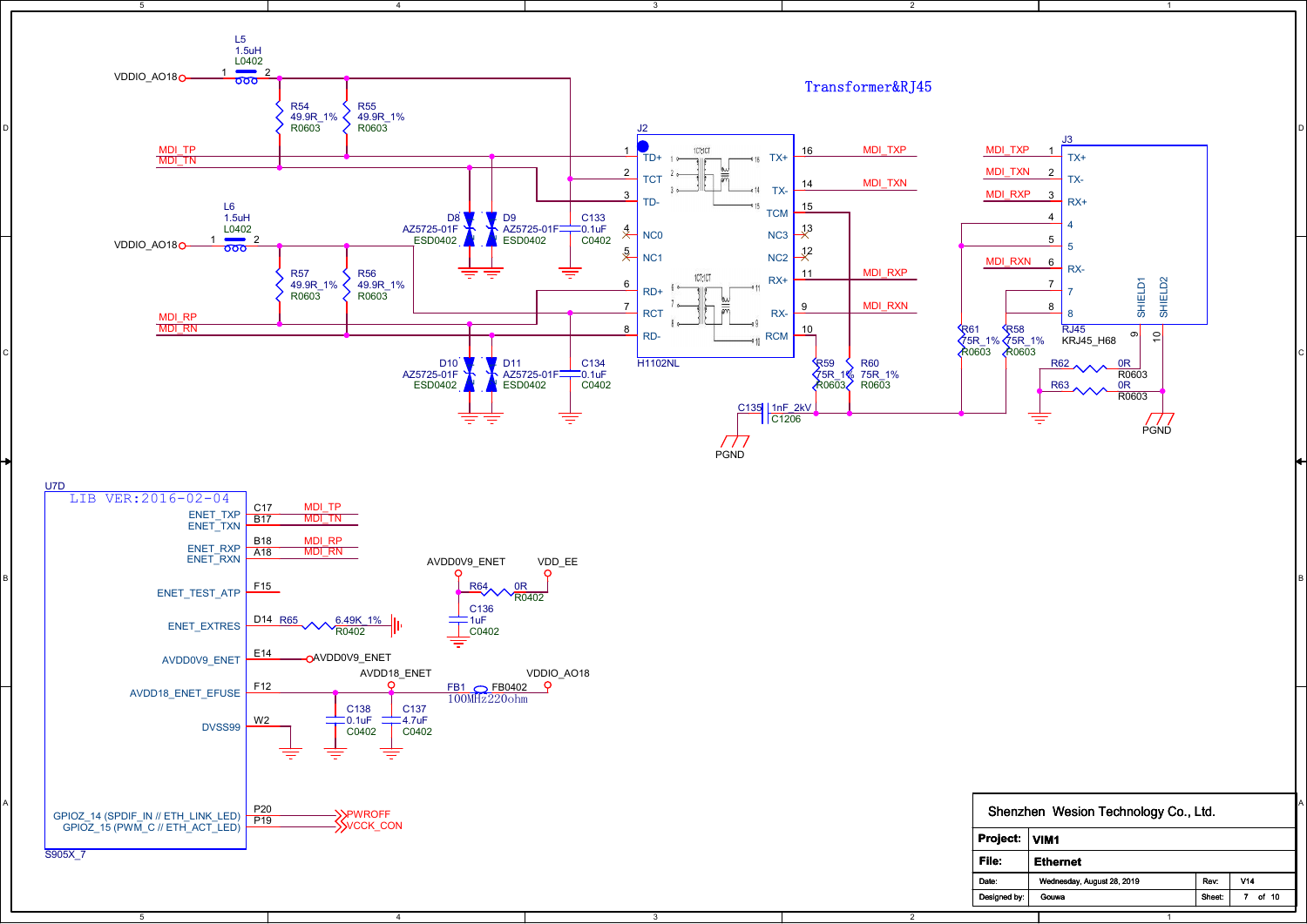# Transformer&RJ45

**L5** 1.5uH L0402 — VDDIO_AO18 (pin 1 – pin 2)

**R54** 49.9R_1% R0603
**R55** 49.9R_1% R0603

MDI_TP
MDI_TN

**L6** 1.5uH L0402 — VDDIO_AO18 (pin 1 – pin 2)

**R57** 49.9R_1% R0603
**R56** 49.9R_1% R0603

MDI_RP
MDI_RN

**D8** AZ5725-01F ESD0402
**D9** AZ5725-01F ESD0402
**C133** 0.1uF C0402

**D10** AZ5725-01F ESD0402
**D11** AZ5725-01F ESD0402
**C134** 0.1uF C0402

## J2 — H1102NL

| Pin | Name | Name | Pin | Net |
|---|---|---|---|---|
| 1 | TD+ | TX+ | 16 | MDI_TXP |
| 2 | TCT | TX- | 14 | MDI_TXN |
| 3 | TD- | TCM | 15 | |
| 4 | NC0 | NC3 | 13 | |
| 5 | NC1 | NC2 | 12 | |
| 6 | RD+ | RX+ | 11 | MDI_RXP |
| 7 | RCT | RX- | 9 | MDI_RXN |
| 8 | RD- | RCM | 10 | |

1CT:1CT

**R59** 75R_1% R0603
**R60** 75R_1% R0603
**C135** 1nF_2kV C1206 — PGND

## J3 — RJ45 KRJ45_H68

| Pin | Name | Net |
|---|---|---|
| 1 | TX+ | MDI_TXP |
| 2 | TX- | MDI_TXN |
| 3 | RX+ | MDI_RXP |
| 4 | 4 | |
| 5 | 5 | |
| 6 | RX- | MDI_RXN |
| 7 | 7 | |
| 8 | 8 | |
| 9 | SHIELD1 | |
| 10 | SHIELD2 | |

**R61** 75R_1% R0603
**R58** 75R_1% R0603
**R62** 0R R0603
**R63** 0R R0603 — PGND

## U7D — S905X_7

LIB VER:2016-02-04

| Pin | Name | Net |
|---|---|---|
| C17 | ENET_TXP | MDI_TP |
| B17 | ENET_TXN | MDI_TN |
| B18 | ENET_RXP | MDI_RP |
| A18 | ENET_RXN | MDI_RN |
| F15 | ENET_TEST_ATP | |
| D14 | ENET_EXTRES | R65 6.49K_1% R0402 |
| E14 | AVDD0V9_ENET | AVDD0V9_ENET |
| F12 | AVDD18_ENET_EFUSE | AVDD18_ENET |
| W2 | DVSS99 | |
| P20 | GPIOZ_14 (SPDIF_IN // ETH_LINK_LED) | PWROFF |
| P19 | GPIOZ_15 (PWM_C // ETH_ACT_LED) | VCCK_CON |

AVDD0V9_ENET — **R64** 0R R0402 — VDD_EE
**C136** 1uF C0402

AVDD18_ENET — **FB1** FB0402 100MHz220ohm — VDDIO_AO18
**C138** 0.1uF C0402
**C137** 4.7uF C0402

| | |
|---|---|
| Shenzhen Wesion Technology Co., Ltd. | |
| Project: | VIM1 |
| File: | Ethernet |
| Date: | Wednesday, August 28, 2019 |
| Rev: | V14 |
| Designed by: | Gouwa |
| Sheet: | 7 of 10 |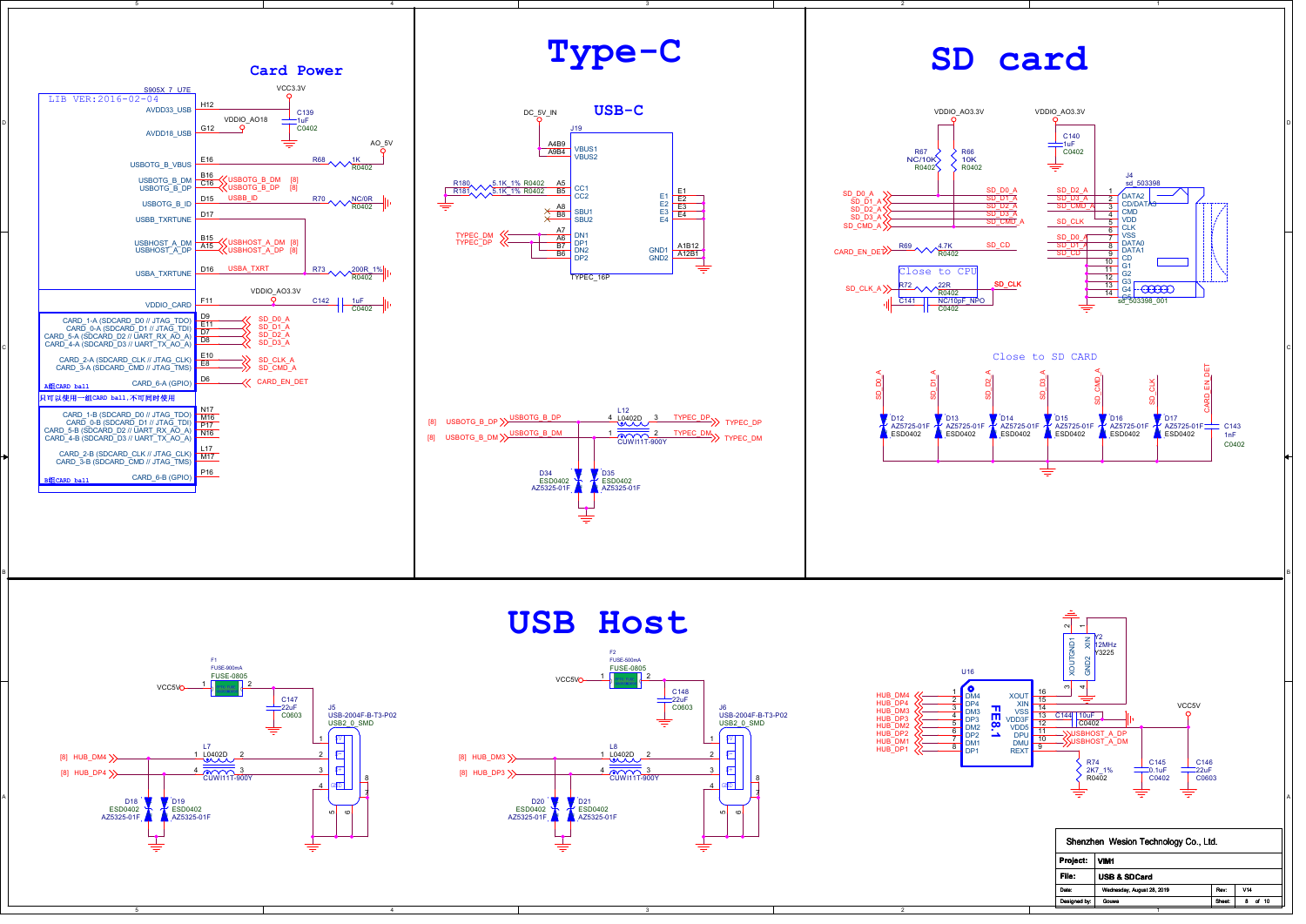# Card Power

S905X_7_U7E
LIB VER:2016-02-04

| Pin | Signal | Net |
|---|---|---|
| H12 | AVDD33_USB | VCC3.3V, C139 1uF C0402 |
| G12 | AVDD18_USB | VDDIO_AO18 |
| E16 | USBOTG_B_VBUS | R68 1K R0402 — AO_5V |
| B16 | USBOTG_B_DM | USBOTG_B_DM [8] |
| C16 | USBOTG_B_DP | USBOTG_B_DP [8] |
| D15 | USBOTG_B_ID | USBB_ID — R70 NC/0R R0402 |
| D17 | USBB_TXRTUNE | |
| B15 | USBHOST_A_DM | USBHOST_A_DM [8] |
| A15 | USBHOST_A_DP | USBHOST_A_DP [8] |
| D16 | USBA_TXRTUNE | USBA_TXRT — R73 200R_1% R0402 |
| F11 | VDDIO_CARD | VDDIO_AO3.3V, C142 1uF C0402 |
| D9 | CARD_1-A (SDCARD_D0 // JTAG_TDO) | SD_D0_A |
| E11 | CARD_0-A (SDCARD_D1 // JTAG_TDI) | SD_D1_A |
| D7 | CARD_5-A (SDCARD_D2 // UART_RX_AO_A) | SD_D2_A |
| D8 | CARD_4-A (SDCARD_D3 // UART_TX_AO_A) | SD_D3_A |
| E10 | CARD_2-A (SDCARD_CLK // JTAG_CLK) | SD_CLK_A |
| E8 | CARD_3-A (SDCARD_CMD // JTAG_TMS) | SD_CMD_A |
| D6 | CARD_6-A (GPIO) | CARD_EN_DET |

A组CARD ball

只可以使用一组CARD ball,不可同时使用

| Pin | Signal |
|---|---|
| N17 | CARD_1-B (SDCARD_D0 // JTAG_TDO) |
| M16 | CARD_0-B (SDCARD_D1 // JTAG_TDI) |
| P17 | CARD_5-B (SDCARD_D2 // UART_RX_AO_A) |
| N16 | CARD_4-B (SDCARD_D3 // UART_TX_AO_A) |
| L17 | CARD_2-B (SDCARD_CLK // JTAG_CLK) |
| M17 | CARD_3-B (SDCARD_CMD // JTAG_TMS) |
| P16 | CARD_6-B (GPIO) |

B组CARD ball

# Type-C

## USB-C

J19 TYPEC_16P

- DC_5V_IN — A4B9 VBUS1, A9B4 VBUS2
- R180 5.1K_1% R0402 — A5 CC1
- R181 5.1K_1% R0402 — B5 CC2
- A8 SBU1, B8 SBU2
- TYPEC_DM — A7 DN1, B6 DN2
- TYPEC_DP — A6 DP1, B7 DP2
- E1, E2, E3, E4
- A1B12 GND1, A12B1 GND2

[8] USBOTG_B_DP — USBOTG_B_DP — L12 L0402D (4–3) — TYPEC_DP
[8] USBOTG_B_DM — USBOTG_B_DM — (1–2) CUWI11T-900Y — TYPEC_DM

D34 ESD0402 AZ5325-01F; D35 ESD0402 AZ5325-01F

# SD card

VDDIO_AO3.3V — R67 NC/10K R0402; R66 10K R0402; C140 1uF C0402

- SD_D0_A, SD_D1_A, SD_D2_A, SD_D3_A, SD_CMD_A
- CARD_EN_DET — R69 4.7K R0402 — SD_CD
- Close to CPU: SD_CLK_A — R72 22R R0402 — SD_CLK; C141 NC/10pF_NPO C0402

J4 sd_503398 (sd_503398_001)

| Pin | Signal | Net |
|---|---|---|
| 1 | DATA2 | SD_D2_A |
| 2 | CD/DATA3 | SD_D3_A |
| 3 | CMD | SD_CMD_A |
| 4 | VDD | |
| 5 | CLK | SD_CLK |
| 6 | VSS | |
| 7 | DATA0 | SD_D0_A |
| 8 | DATA1 | SD_D1_A |
| 9 | CD | SD_CD |
| 10 | G1 | |
| 11 | G2 | |
| 12 | G3 | |
| 13 | G4 | |
| 14 | G5 | |

Close to SD CARD

- SD_D0_A — D12 AZ5725-01F ESD0402
- SD_D1_A — D13 AZ5725-01F ESD0402
- SD_D2_A — D14 AZ5725-01F ESD0402
- SD_D3_A — D15 AZ5725-01F ESD0402
- SD_CMD_A — D16 AZ5725-01F ESD0402
- SD_CLK — D17 AZ5725-01F ESD0402
- CARD_EN_DET — C143 1nF C0402

# USB Host

F1 FUSE-900mA FUSE-0805 — VCC5V; C147 22uF C0603
J5 USB-2004F-B-T3-P02 USB2_0_SMD
[8] HUB_DM4 — L7 L0402D (1–2); [8] HUB_DP4 — (4–3) CUWI11T-900Y
D18 ESD0402 AZ5325-01F; D19 ESD0402 AZ5325-01F

F2 FUSE-500mA FUSE-0805 — VCC5V; C148 22uF C0603
J6 USB-2004F-B-T3-P02 USB2_0_SMD
[8] HUB_DM3 — L8 L0402D (1–2); [8] HUB_DP3 — (4–3) CUWI11T-900Y
D20 ESD0402 AZ5325-01F; D21 ESD0402 AZ5325-01F

U16 FE8.1

| Pin | Signal | Net |
|---|---|---|
| 1 | DM4 | HUB_DM4 |
| 2 | DP4 | HUB_DP4 |
| 3 | DM3 | HUB_DM3 |
| 4 | DP3 | HUB_DP3 |
| 5 | DM2 | HUB_DM2 |
| 6 | DP2 | HUB_DP2 |
| 7 | DM1 | HUB_DM1 |
| 8 | DP1 | HUB_DP1 |
| 16 | XOUT | Y2 |
| 15 | XIN | Y2 |
| 14 | VSS | |
| 13 | VDD3F | C144 10uF C0402 |
| 12 | VDD5 | VCC5V |
| 11 | DPU | USBHOST_A_DP |
| 10 | DMU | USBHOST_A_DM |
| 9 | REXT | R74 2K7_1% R0402 |

Y2 12MHz Y3225 (XOUT, GND1, XIN, GND2)
C145 0.1uF C0402; C146 22uF C0603

| | |
|---|---|
| Shenzhen Wesion Technology Co., Ltd. | |
| Project: | VIM1 |
| File: | USB & SDCard |
| Date: | Wednesday, August 28, 2019 | Rev: V14 |
| Designed by: | Gouwa | Sheet: 8 of 10 |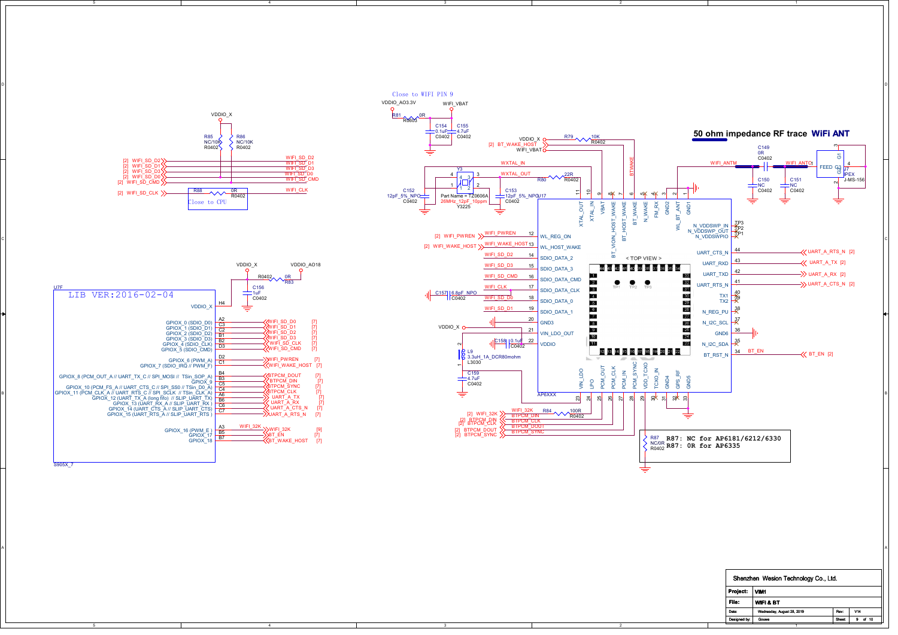Close to WIFI PIN 9

50 ohm impedance RF trace WIFI ANT

Close to CPU

LIB VER:2016-02-04

R87: NC for AP6181/6212/6330
R87: 0R for AP6335

| Shenzhen Wesion Technology Co., Ltd. | | | |
|---|---|---|---|
| Project: | VIM1 | | |
| File: | WIFI & BT | | |
| Date: | Wednesday, August 28, 2019 | Rev: | V14 |
| Designed by: | Gouwa | Sheet: | 9 of 10 |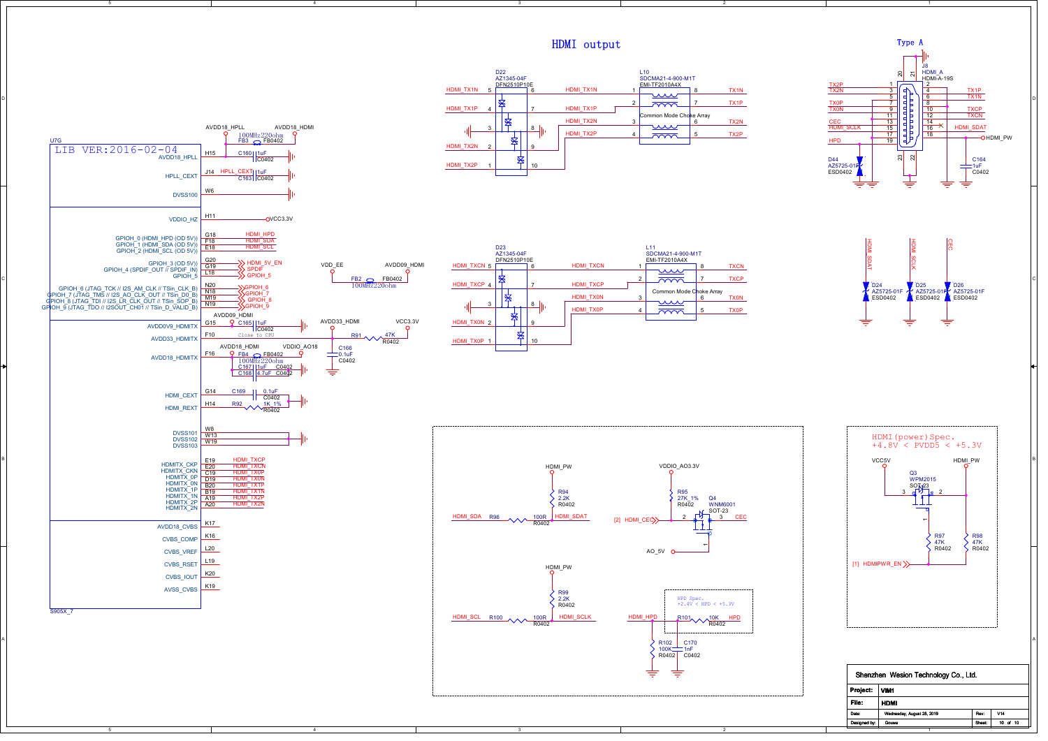# HDMI output

## U7G — S905X_7

LIB VER:2016-02-04

| Pin | Signal | Net |
|---|---|---|
| H15 | AVDD18_HPLL | AVDD18_HPLL (C160 1uF C0402) |
| J14 | HPLL_CEXT | HPLL_CEXT (C163 1uF C0402) |
| W6 | DVSS100 | |
| H11 | VDDIO_HZ | VCC3.3V |
| G18 | GPIOH_0 (HDMI_HPD (OD 5V)) | HDMI_HPD |
| F18 | GPIOH_1 (HDMI_SDA (OD 5V)) | HDMI_SDA |
| E18 | GPIOH_2 (HDMI_SCL (OD 5V)) | HDMI_SCL |
| G20 | GPIOH_3 (OD 5V) | HDMI_5V_EN |
| G19 | GPIOH_4 (SPDIF_OUT // SPDIF_IN) | SPDIF |
| L18 | GPIOH_5 | GPIOH_5 |
| N20 | GPIOH_6 (JTAG_TCK // I2S_AM_CLK // TSin_CLK_B) | GPIOH_6 |
| N18 | GPIOH_7 (JTAG_TMS // I2S_AO_CLK_OUT // TSin_D0_B) | GPIOH_7 |
| M19 | GPIOH_8 (JTAG_TDI // I2S_LR_CLK_OUT // TSin_SOP_B) | GPIOH_8 |
| N19 | GPIOH_9 (JTAG_TDO // I2SOUT_CH01 // TSin_D_VALID_B) | GPIOH_9 |
| G15 | AVDD0V9_HDMITX | AVDD09_HDMI (C165 1uF C0402, Close to CPU) |
| F10 | AVDD33_HDMITX | AVDD33_HDMI |
| F16 | AVDD18_HDMITX | AVDD18_HDMI (C167 1uF C0402, C168 4.7uF C0402) |
| G14 | HDMI_CEXT | C169 0.1uF C0402 |
| H14 | HDMI_REXT | R92 1K_1% R0402 |
| W8 / W13 / W19 | DVSS101 / DVSS102 / DVSS103 | |
| E19 | HDMITX_CKP | HDMI_TXCP |
| E20 | HDMITX_CKN | HDMI_TXCN |
| C19 | HDMITX_0P | HDMI_TX0P |
| D19 | HDMITX_0N | HDMI_TX0N |
| B20 | HDMITX_1P | HDMI_TX1P |
| B19 | HDMITX_1N | HDMI_TX1N |
| A19 | HDMITX_2P | HDMI_TX2P |
| A20 | HDMITX_2N | HDMI_TX2N |
| K17 | AVDD18_CVBS | |
| K16 | CVBS_COMP | |
| L20 | CVBS_VREF | |
| L19 | CVBS_RSET | |
| K20 | CVBS_IOUT | |
| K19 | AVSS_CVBS | |

- AVDD18_HPLL — FB3 100MHz220ohm FB0402 — AVDD18_HDMI
- VDD_EE — FB2 100MHz220ohm FB0402 — AVDD09_HDMI
- AVDD33_HDMI — R91 47K R0402 — VCC3.3V
- AVDD18_HDMI — FB4 100MHz220ohm FB0402 — VDDIO_AO18; C166 0.1uF C0402

## ESD / Common Mode Choke

D22 AZ1345-04F DFN2510P10E; L10 SDCMA21-4-900-M1T EMI-TF2010A4X Common Mode Choke Array
- HDMI_TX1N, HDMI_TX1P, HDMI_TX2N, HDMI_TX2P → TX1N, TX1P, TX2N, TX2P

D23 AZ1345-04F DFN2510P10E; L11 SDCMA21-4-900-M1T EMI-TF2010A4X Common Mode Choke Array
- HDMI_TXCN, HDMI_TXCP, HDMI_TX0N, HDMI_TX0P → TXCN, TXCP, TX0N, TX0P

## Type A

J8 HDMI_A HDMI-A-19S

| Pin | Net | Pin | Net |
|---|---|---|---|
| 1 | TX2P | 2 | |
| 3 | TX2N | 4 | TX1P |
| 5 | | 6 | TX1N |
| 7 | TX0P | 8 | |
| 9 | TX0N | 10 | TXCP |
| 11 | | 12 | TXCN |
| 13 | CEC | 14 | NC |
| 15 | HDMI_SCLK | 16 | HDMI_SDAT |
| 17 | | 18 | HDMI_PW |
| 19 | HPD | 20/21/22/23 | GND |

- D44 AZ5725-01F ESD0402 (HPD); C164 1uF C0402 (HDMI_PW)
- D24 AZ5725-01F ESD0402 (HDMI_SDAT); D25 AZ5725-01F ESD0402 (HDMI_SCLK); D26 AZ5725-01F ESD0402 (CEC)

## Level shifting

- HDMI_SDA — R96 100R R0402 — HDMI_SDAT; R94 2.2K R0402 pull-up to HDMI_PW
- HDMI_SCL — R100 100R R0402 — HDMI_SCLK; R99 2.2K R0402 pull-up to HDMI_PW
- [2] HDMI_CEC — Q4 WNM6001 SOT-23 — CEC; R95 27K_1% R0402 to VDDIO_AO3.3V; AO_5V
- HDMI_HPD — R101 10K R0402 — HPD; R102 100K R0402, C170 1nF C0402
  - HPD Spec. +2.4V < HPD < +5.3V

## HDMI(power)Spec.

+4.8V < PVDD5 < +5.3V

- VCC5V — Q3 WPM2015 SOT-23 — HDMI_PW
- R97 47K R0402; R98 47K R0402
- [1] HDMIPWR_EN

| | |
|---|---|
| Shenzhen Wesion Technology Co., Ltd. | |
| Project: | VIM1 |
| File: | HDMI |
| Date: | Wednesday, August 28, 2019 |
| Rev: | V14 |
| Designed by: | Gouwa |